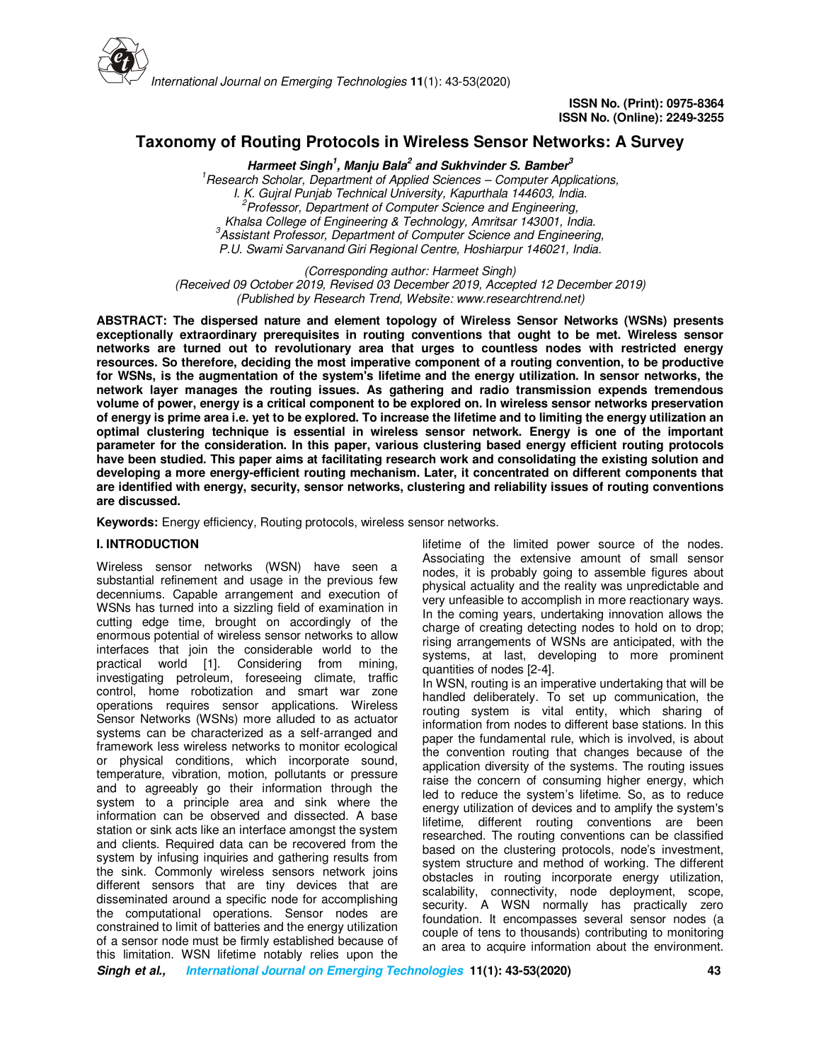ISSN No. (Print): 0975-8364
ISSN No. (Online): 2249-3255

# Taxonomy of Routing Protocols in Wireless Sensor Networks: A Survey

***Harmeet Singh[1], Manju Bala[2] and Sukhvinder S. Bamber[3]***

*[1]Research Scholar, Department of Applied Sciences – Computer Applications, I. K. Gujral Punjab Technical University, Kapurthala 144603, India.*
*[2]Professor, Department of Computer Science and Engineering, Khalsa College of Engineering & Technology, Amritsar 143001, India.*
*[3]Assistant Professor, Department of Computer Science and Engineering, P.U. Swami Sarvanand Giri Regional Centre, Hoshiarpur 146021, India.*

*(Corresponding author: Harmeet Singh)*
*(Received 09 October 2019, Revised 03 December 2019, Accepted 12 December 2019)*
*(Published by Research Trend, Website: www.researchtrend.net)*

**ABSTRACT: The dispersed nature and element topology of Wireless Sensor Networks (WSNs) presents exceptionally extraordinary prerequisites in routing conventions that ought to be met. Wireless sensor networks are turned out to revolutionary area that urges to countless nodes with restricted energy resources. So therefore, deciding the most imperative component of a routing convention, to be productive for WSNs, is the augmentation of the system's lifetime and the energy utilization. In sensor networks, the network layer manages the routing issues. As gathering and radio transmission expends tremendous volume of power, energy is a critical component to be explored on. In wireless sensor networks preservation of energy is prime area i.e. yet to be explored. To increase the lifetime and to limiting the energy utilization an optimal clustering technique is essential in wireless sensor network. Energy is one of the important parameter for the consideration. In this paper, various clustering based energy efficient routing protocols have been studied. This paper aims at facilitating research work and consolidating the existing solution and developing a more energy-efficient routing mechanism. Later, it concentrated on different components that are identified with energy, security, sensor networks, clustering and reliability issues of routing conventions are discussed.**

**Keywords:** Energy efficiency, Routing protocols, wireless sensor networks.

## I. INTRODUCTION

Wireless sensor networks (WSN) have seen a substantial refinement and usage in the previous few decenniums. Capable arrangement and execution of WSNs has turned into a sizzling field of examination in cutting edge time, brought on accordingly of the enormous potential of wireless sensor networks to allow interfaces that join the considerable world to the practical world [1]. Considering from mining, investigating petroleum, foreseeing climate, traffic control, home robotization and smart war zone operations requires sensor applications. Wireless Sensor Networks (WSNs) more alluded to as actuator systems can be characterized as a self-arranged and framework less wireless networks to monitor ecological or physical conditions, which incorporate sound, temperature, vibration, motion, pollutants or pressure and to agreeably go their information through the system to a principle area and sink where the information can be observed and dissected. A base station or sink acts like an interface amongst the system and clients. Required data can be recovered from the system by infusing inquiries and gathering results from the sink. Commonly wireless sensors network joins different sensors that are tiny devices that are disseminated around a specific node for accomplishing the computational operations. Sensor nodes are constrained to limit of batteries and the energy utilization of a sensor node must be firmly established because of this limitation. WSN lifetime notably relies upon the lifetime of the limited power source of the nodes. Associating the extensive amount of small sensor nodes, it is probably going to assemble figures about physical actuality and the reality was unpredictable and very unfeasible to accomplish in more reactionary ways. In the coming years, undertaking innovation allows the charge of creating detecting nodes to hold on to drop; rising arrangements of WSNs are anticipated, with the systems, at last, developing to more prominent quantities of nodes [2-4].

In WSN, routing is an imperative undertaking that will be handled deliberately. To set up communication, the routing system is vital entity, which sharing of information from nodes to different base stations. In this paper the fundamental rule, which is involved, is about the convention routing that changes because of the application diversity of the systems. The routing issues raise the concern of consuming higher energy, which led to reduce the system's lifetime. So, as to reduce energy utilization of devices and to amplify the system's lifetime, different routing conventions are been researched. The routing conventions can be classified based on the clustering protocols, node's investment, system structure and method of working. The different obstacles in routing incorporate energy utilization, scalability, connectivity, node deployment, scope, security. A WSN normally has practically zero foundation. It encompasses several sensor nodes (a couple of tens to thousands) contributing to monitoring an area to acquire information about the environment.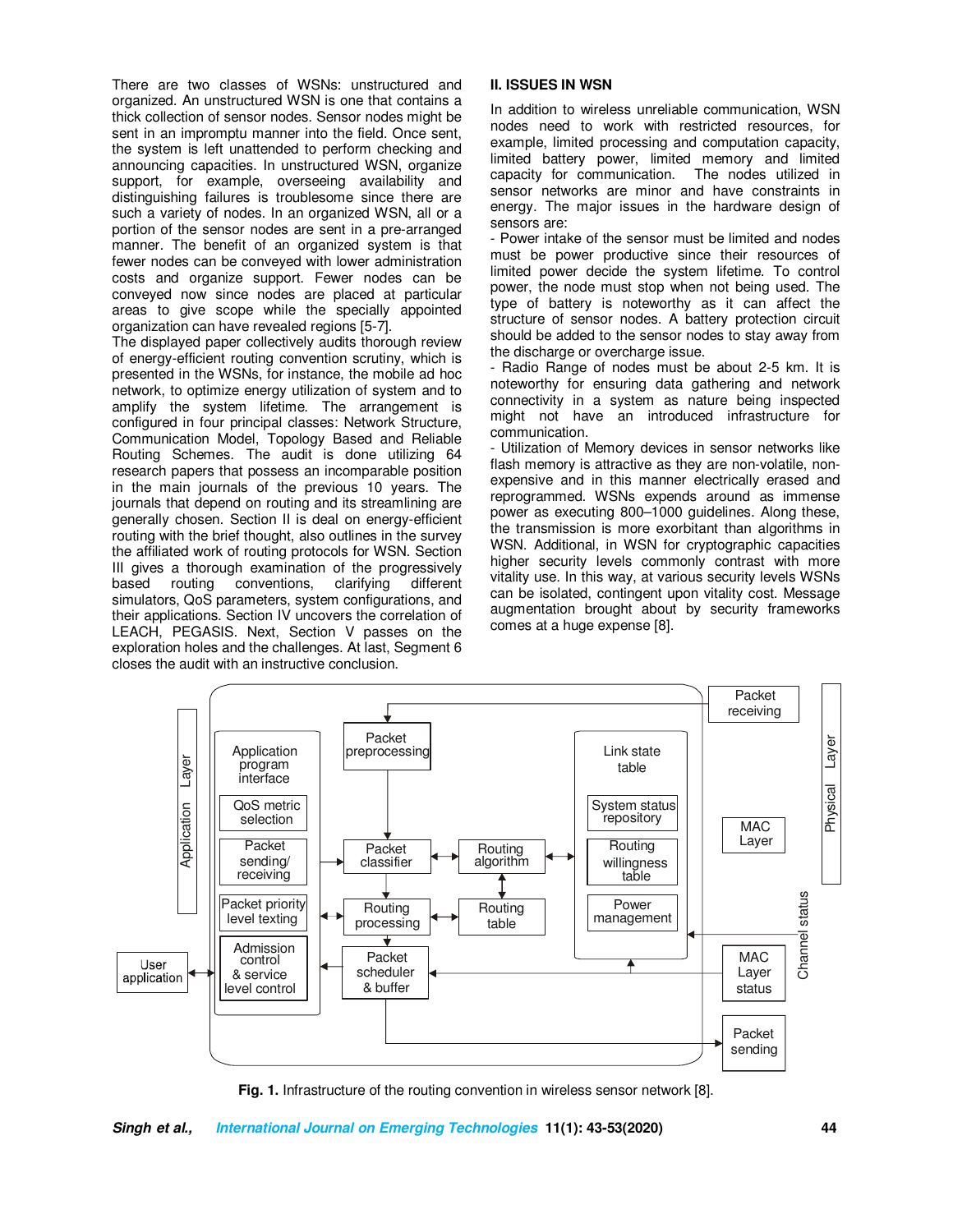There are two classes of WSNs: unstructured and organized. An unstructured WSN is one that contains a thick collection of sensor nodes. Sensor nodes might be sent in an impromptu manner into the field. Once sent, the system is left unattended to perform checking and announcing capacities. In unstructured WSN, organize support, for example, overseeing availability and distinguishing failures is troublesome since there are such a variety of nodes. In an organized WSN, all or a portion of the sensor nodes are sent in a pre-arranged manner. The benefit of an organized system is that fewer nodes can be conveyed with lower administration costs and organize support. Fewer nodes can be conveyed now since nodes are placed at particular areas to give scope while the specially appointed organization can have revealed regions [5-7].

The displayed paper collectively audits thorough review of energy-efficient routing convention scrutiny, which is presented in the WSNs, for instance, the mobile ad hoc network, to optimize energy utilization of system and to amplify the system lifetime. The arrangement is configured in four principal classes: Network Structure, Communication Model, Topology Based and Reliable Routing Schemes. The audit is done utilizing 64 research papers that possess an incomparable position in the main journals of the previous 10 years. The journals that depend on routing and its streamlining are generally chosen. Section II is deal on energy-efficient routing with the brief thought, also outlines in the survey the affiliated work of routing protocols for WSN. Section III gives a thorough examination of the progressively based routing conventions, clarifying different simulators, QoS parameters, system configurations, and their applications. Section IV uncovers the correlation of LEACH, PEGASIS. Next, Section V passes on the exploration holes and the challenges. At last, Segment 6 closes the audit with an instructive conclusion.

## II. ISSUES IN WSN

In addition to wireless unreliable communication, WSN nodes need to work with restricted resources, for example, limited processing and computation capacity, limited battery power, limited memory and limited capacity for communication. The nodes utilized in sensor networks are minor and have constraints in energy. The major issues in the hardware design of sensors are:

- Power intake of the sensor must be limited and nodes must be power productive since their resources of limited power decide the system lifetime. To control power, the node must stop when not being used. The type of battery is noteworthy as it can affect the structure of sensor nodes. A battery protection circuit should be added to the sensor nodes to stay away from the discharge or overcharge issue.
- Radio Range of nodes must be about 2-5 km. It is noteworthy for ensuring data gathering and network connectivity in a system as nature being inspected might not have an introduced infrastructure for communication.
- Utilization of Memory devices in sensor networks like flash memory is attractive as they are non-volatile, non-expensive and in this manner electrically erased and reprogrammed. WSNs expends around as immense power as executing 800–1000 guidelines. Along these, the transmission is more exorbitant than algorithms in WSN. Additional, in WSN for cryptographic capacities higher security levels commonly contrast with more vitality use. In this way, at various security levels WSNs can be isolated, contingent upon vitality cost. Message augmentation brought about by security frameworks comes at a huge expense [8].

Application Layer
Application program interface
QoS metric selection
Packet sending/ receiving
Packet priority level texting
Admission control & service level control
User application
Packet preprocessing
Packet classifier
Routing processing
Packet scheduler & buffer
Routing algorithm
Routing table
Link state table
System status repository
Routing willingness table
Power management
Packet receiving
MAC Layer
Physical Layer
Channel status
MAC Layer status
Packet sending

**Fig. 1.** Infrastructure of the routing convention in wireless sensor network [8].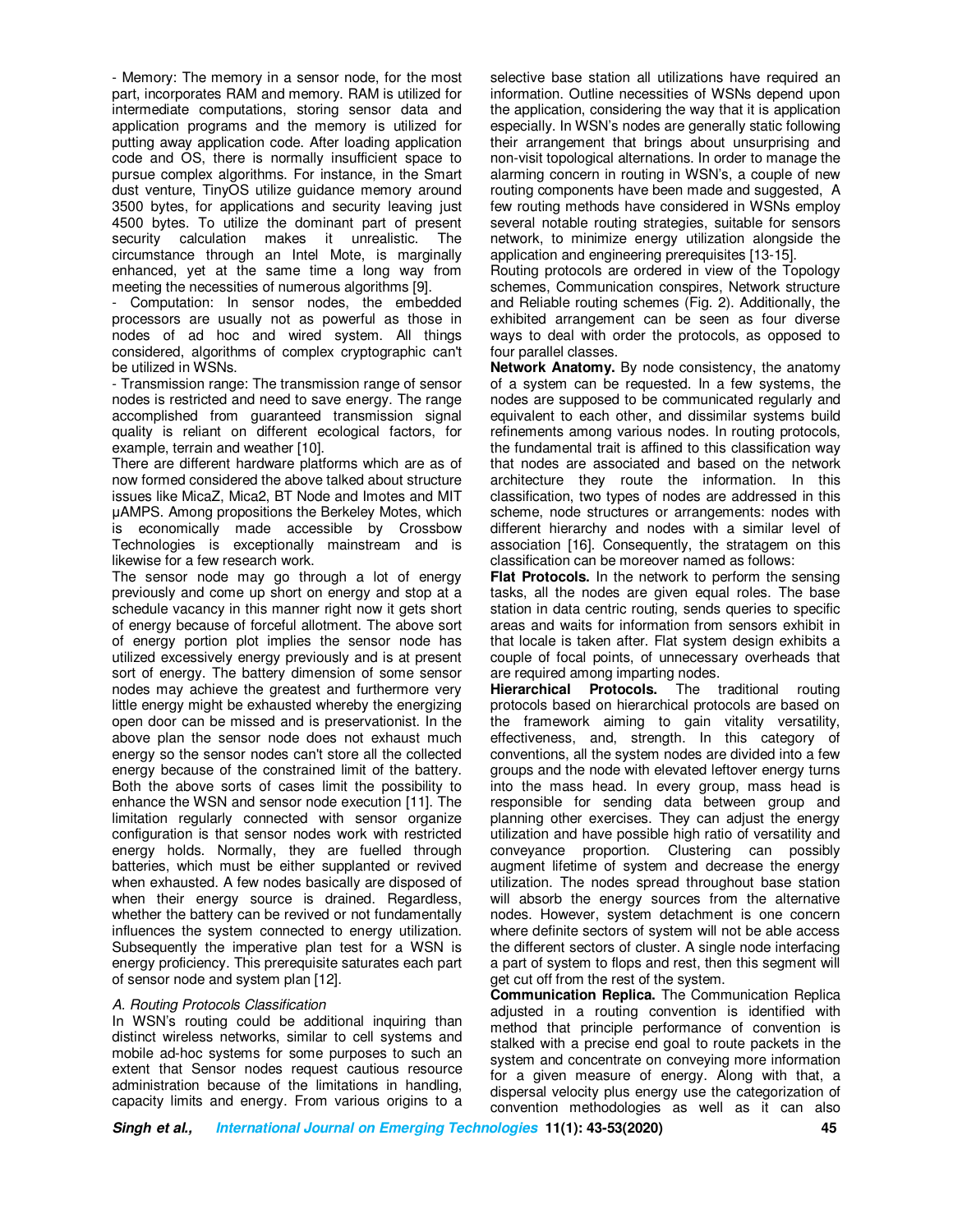- Memory: The memory in a sensor node, for the most part, incorporates RAM and memory. RAM is utilized for intermediate computations, storing sensor data and application programs and the memory is utilized for putting away application code. After loading application code and OS, there is normally insufficient space to pursue complex algorithms. For instance, in the Smart dust venture, TinyOS utilize guidance memory around 3500 bytes, for applications and security leaving just 4500 bytes. To utilize the dominant part of present security calculation makes it unrealistic. The circumstance through an Intel Mote, is marginally enhanced, yet at the same time a long way from meeting the necessities of numerous algorithms [9].

- Computation: In sensor nodes, the embedded processors are usually not as powerful as those in nodes of ad hoc and wired system. All things considered, algorithms of complex cryptographic can't be utilized in WSNs.

- Transmission range: The transmission range of sensor nodes is restricted and need to save energy. The range accomplished from guaranteed transmission signal quality is reliant on different ecological factors, for example, terrain and weather [10].

There are different hardware platforms which are as of now formed considered the above talked about structure issues like MicaZ, Mica2, BT Node and Imotes and MIT μAMPS. Among propositions the Berkeley Motes, which is economically made accessible by Crossbow Technologies is exceptionally mainstream and is likewise for a few research work.

The sensor node may go through a lot of energy previously and come up short on energy and stop at a schedule vacancy in this manner right now it gets short of energy because of forceful allotment. The above sort of energy portion plot implies the sensor node has utilized excessively energy previously and is at present sort of energy. The battery dimension of some sensor nodes may achieve the greatest and furthermore very little energy might be exhausted whereby the energizing open door can be missed and is preservationist. In the above plan the sensor node does not exhaust much energy so the sensor nodes can't store all the collected energy because of the constrained limit of the battery. Both the above sorts of cases limit the possibility to enhance the WSN and sensor node execution [11]. The limitation regularly connected with sensor organize configuration is that sensor nodes work with restricted energy holds. Normally, they are fuelled through batteries, which must be either supplanted or revived when exhausted. A few nodes basically are disposed of when their energy source is drained. Regardless, whether the battery can be revived or not fundamentally influences the system connected to energy utilization. Subsequently the imperative plan test for a WSN is energy proficiency. This prerequisite saturates each part of sensor node and system plan [12].

### *A. Routing Protocols Classification*

In WSN's routing could be additional inquiring than distinct wireless networks, similar to cell systems and mobile ad-hoc systems for some purposes to such an extent that Sensor nodes request cautious resource administration because of the limitations in handling, capacity limits and energy. From various origins to a selective base station all utilizations have required an information. Outline necessities of WSNs depend upon the application, considering the way that it is application especially. In WSN's nodes are generally static following their arrangement that brings about unsurprising and non-visit topological alternations. In order to manage the alarming concern in routing in WSN's, a couple of new routing components have been made and suggested, A few routing methods have considered in WSNs employ several notable routing strategies, suitable for sensors network, to minimize energy utilization alongside the application and engineering prerequisites [13-15].

Routing protocols are ordered in view of the Topology schemes, Communication conspires, Network structure and Reliable routing schemes (Fig. 2). Additionally, the exhibited arrangement can be seen as four diverse ways to deal with order the protocols, as opposed to four parallel classes.

**Network Anatomy.** By node consistency, the anatomy of a system can be requested. In a few systems, the nodes are supposed to be communicated regularly and equivalent to each other, and dissimilar systems build refinements among various nodes. In routing protocols, the fundamental trait is affined to this classification way that nodes are associated and based on the network architecture they route the information. In this classification, two types of nodes are addressed in this scheme, node structures or arrangements: nodes with different hierarchy and nodes with a similar level of association [16]. Consequently, the stratagem on this classification can be moreover named as follows:

**Flat Protocols.** In the network to perform the sensing tasks, all the nodes are given equal roles. The base station in data centric routing, sends queries to specific areas and waits for information from sensors exhibit in that locale is taken after. Flat system design exhibits a couple of focal points, of unnecessary overheads that are required among imparting nodes.

**Hierarchical Protocols.** The traditional routing protocols based on hierarchical protocols are based on the framework aiming to gain vitality versatility, effectiveness, and, strength. In this category of conventions, all the system nodes are divided into a few groups and the node with elevated leftover energy turns into the mass head. In every group, mass head is responsible for sending data between group and planning other exercises. They can adjust the energy utilization and have possible high ratio of versatility and conveyance proportion. Clustering can possibly augment lifetime of system and decrease the energy utilization. The nodes spread throughout base station will absorb the energy sources from the alternative nodes. However, system detachment is one concern where definite sectors of system will not be able access the different sectors of cluster. A single node interfacing a part of system to flops and rest, then this segment will get cut off from the rest of the system.

**Communication Replica.** The Communication Replica adjusted in a routing convention is identified with method that principle performance of convention is stalked with a precise end goal to route packets in the system and concentrate on conveying more information for a given measure of energy. Along with that, a dispersal velocity plus energy use the categorization of convention methodologies as well as it can also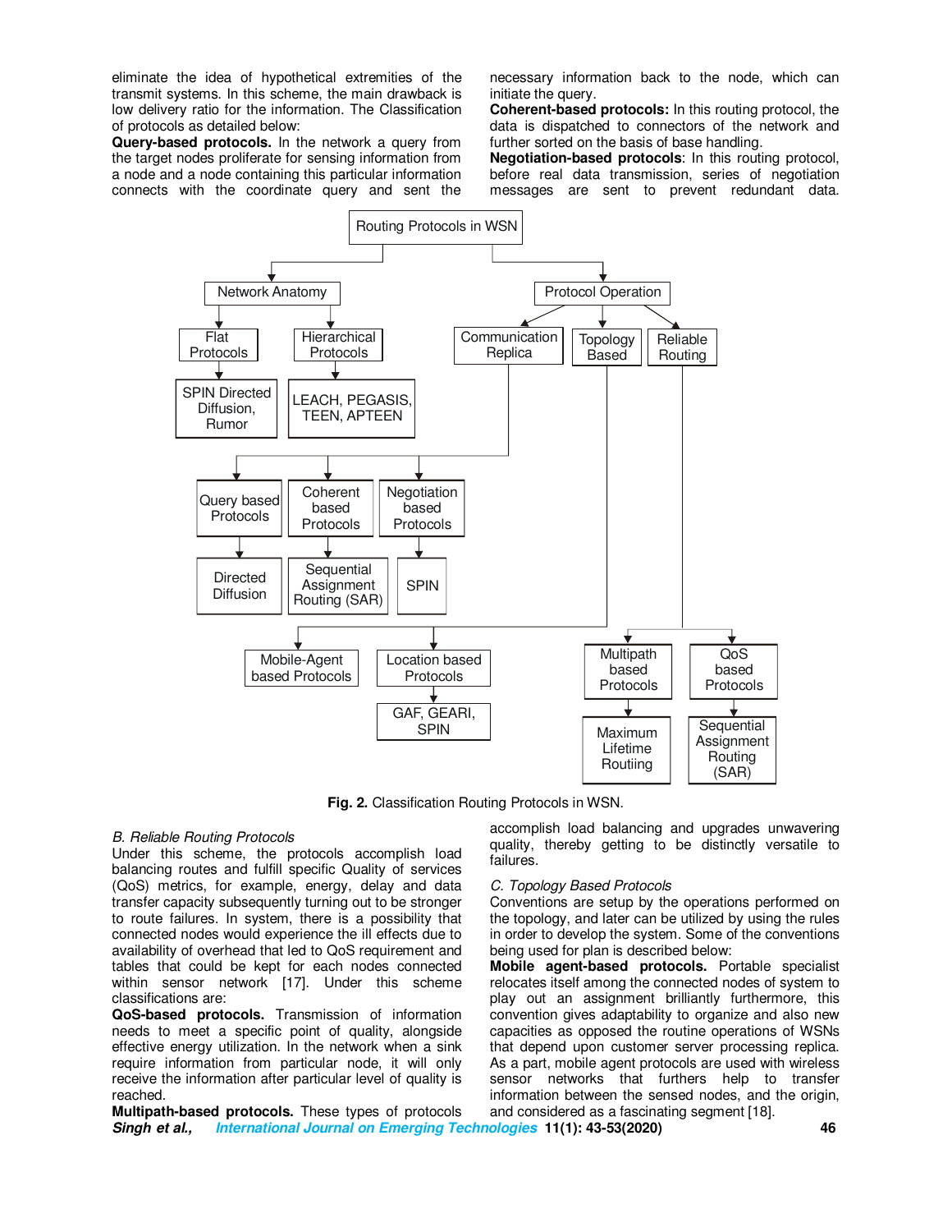eliminate the idea of hypothetical extremities of the transmit systems. In this scheme, the main drawback is low delivery ratio for the information. The Classification of protocols as detailed below:

**Query-based protocols.** In the network a query from the target nodes proliferate for sensing information from a node and a node containing this particular information connects with the coordinate query and sent the necessary information back to the node, which can initiate the query.

**Coherent-based protocols:** In this routing protocol, the data is dispatched to connectors of the network and further sorted on the basis of base handling.

**Negotiation-based protocols**: In this routing protocol, before real data transmission, series of negotiation messages are sent to prevent redundant data.

**Fig. 2.** Classification Routing Protocols in WSN.

*B. Reliable Routing Protocols*

Under this scheme, the protocols accomplish load balancing routes and fulfill specific Quality of services (QoS) metrics, for example, energy, delay and data transfer capacity subsequently turning out to be stronger to route failures. In system, there is a possibility that connected nodes would experience the ill effects due to availability of overhead that led to QoS requirement and tables that could be kept for each nodes connected within sensor network [17]. Under this scheme classifications are:

**QoS-based protocols.** Transmission of information needs to meet a specific point of quality, alongside effective energy utilization. In the network when a sink require information from particular node, it will only receive the information after particular level of quality is reached.

**Multipath-based protocols.** These types of protocols accomplish load balancing and upgrades unwavering quality, thereby getting to be distinctly versatile to failures.

*C. Topology Based Protocols*

Conventions are setup by the operations performed on the topology, and later can be utilized by using the rules in order to develop the system. Some of the conventions being used for plan is described below:

**Mobile agent-based protocols.** Portable specialist relocates itself among the connected nodes of system to play out an assignment brilliantly furthermore, this convention gives adaptability to organize and also new capacities as opposed the routine operations of WSNs that depend upon customer server processing replica. As a part, mobile agent protocols are used with wireless sensor networks that furthers help to transfer information between the sensed nodes, and the origin, and considered as a fascinating segment [18].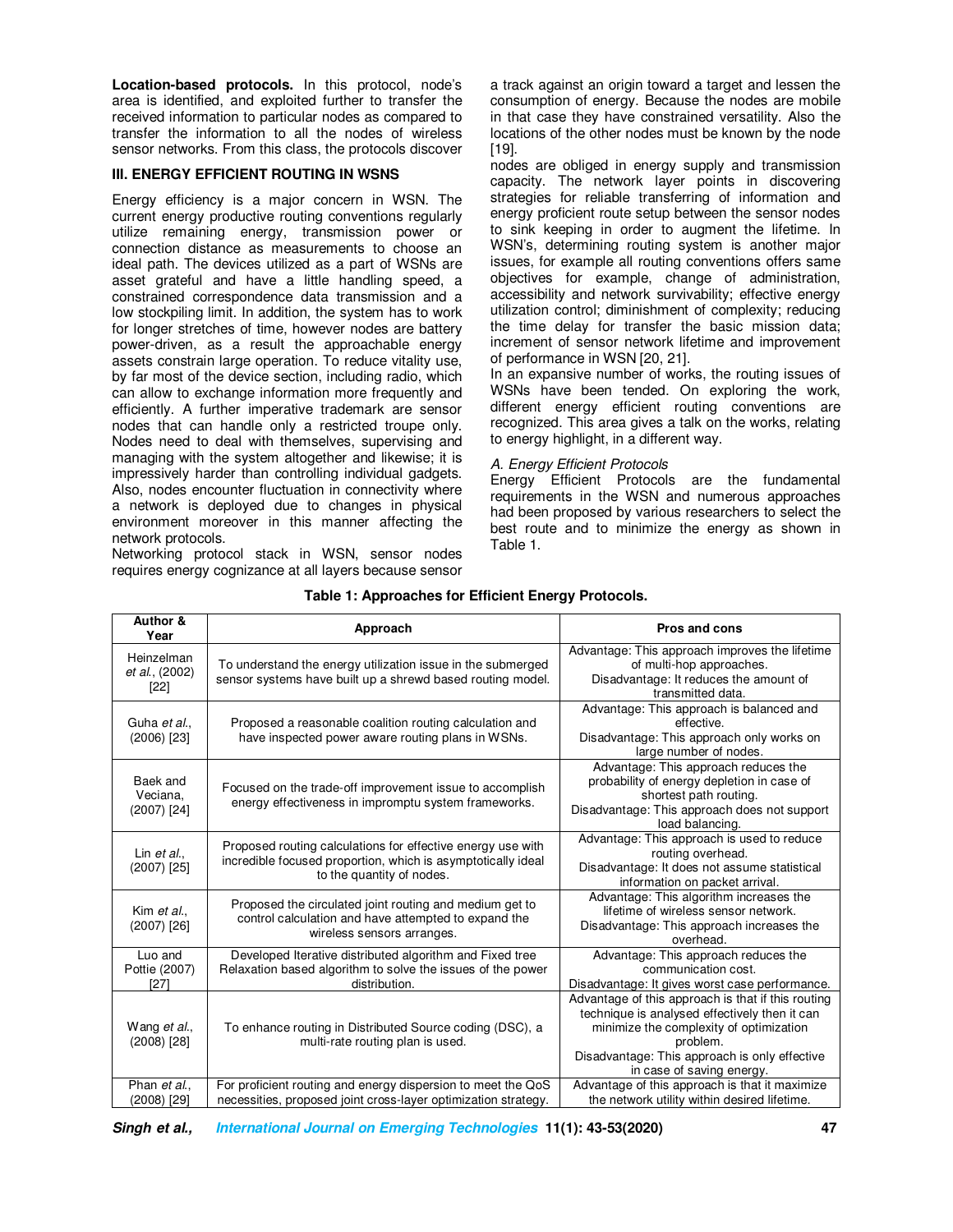**Location-based protocols.** In this protocol, node's area is identified, and exploited further to transfer the received information to particular nodes as compared to transfer the information to all the nodes of wireless sensor networks. From this class, the protocols discover a track against an origin toward a target and lessen the consumption of energy. Because the nodes are mobile in that case they have constrained versatility. Also the locations of the other nodes must be known by the node [19].

### III. ENERGY EFFICIENT ROUTING IN WSNS

Energy efficiency is a major concern in WSN. The current energy productive routing conventions regularly utilize remaining energy, transmission power or connection distance as measurements to choose an ideal path. The devices utilized as a part of WSNs are asset grateful and have a little handling speed, a constrained correspondence data transmission and a low stockpiling limit. In addition, the system has to work for longer stretches of time, however nodes are battery power-driven, as a result the approachable energy assets constrain large operation. To reduce vitality use, by far most of the device section, including radio, which can allow to exchange information more frequently and efficiently. A further imperative trademark are sensor nodes that can handle only a restricted troupe only. Nodes need to deal with themselves, supervising and managing with the system altogether and likewise; it is impressively harder than controlling individual gadgets. Also, nodes encounter fluctuation in connectivity where a network is deployed due to changes in physical environment moreover in this manner affecting the network protocols.

Networking protocol stack in WSN, sensor nodes requires energy cognizance at all layers because sensor nodes are obliged in energy supply and transmission capacity. The network layer points in discovering strategies for reliable transferring of information and energy proficient route setup between the sensor nodes to sink keeping in order to augment the lifetime. In WSN's, determining routing system is another major issues, for example all routing conventions offers same objectives for example, change of administration, accessibility and network survivability; effective energy utilization control; diminishment of complexity; reducing the time delay for transfer the basic mission data; increment of sensor network lifetime and improvement of performance in WSN [20, 21].

In an expansive number of works, the routing issues of WSNs have been tended. On exploring the work, different energy efficient routing conventions are recognized. This area gives a talk on the works, relating to energy highlight, in a different way.

#### *A. Energy Efficient Protocols*

Energy Efficient Protocols are the fundamental requirements in the WSN and numerous approaches had been proposed by various researchers to select the best route and to minimize the energy as shown in Table 1.

**Table 1: Approaches for Efficient Energy Protocols.**

| Author & Year | Approach | Pros and cons |
|---|---|---|
| Heinzelman *et al.*, (2002) [22] | To understand the energy utilization issue in the submerged sensor systems have built up a shrewd based routing model. | Advantage: This approach improves the lifetime of multi-hop approaches.<br>Disadvantage: It reduces the amount of transmitted data. |
| Guha *et al.*, (2006) [23] | Proposed a reasonable coalition routing calculation and have inspected power aware routing plans in WSNs. | Advantage: This approach is balanced and effective.<br>Disadvantage: This approach only works on large number of nodes. |
| Baek and Veciana, (2007) [24] | Focused on the trade-off improvement issue to accomplish energy effectiveness in impromptu system frameworks. | Advantage: This approach reduces the probability of energy depletion in case of shortest path routing.<br>Disadvantage: This approach does not support load balancing. |
| Lin *et al.*, (2007) [25] | Proposed routing calculations for effective energy use with incredible focused proportion, which is asymptotically ideal to the quantity of nodes. | Advantage: This approach is used to reduce routing overhead.<br>Disadvantage: It does not assume statistical information on packet arrival. |
| Kim *et al.*, (2007) [26] | Proposed the circulated joint routing and medium get to control calculation and have attempted to expand the wireless sensors arranges. | Advantage: This algorithm increases the lifetime of wireless sensor network.<br>Disadvantage: This approach increases the overhead. |
| Luo and Pottie (2007) [27] | Developed Iterative distributed algorithm and Fixed tree Relaxation based algorithm to solve the issues of the power distribution. | Advantage: This approach reduces the communication cost.<br>Disadvantage: It gives worst case performance. |
| Wang *et al.*, (2008) [28] | To enhance routing in Distributed Source coding (DSC), a multi-rate routing plan is used. | Advantage of this approach is that if this routing technique is analysed effectively then it can minimize the complexity of optimization problem.<br>Disadvantage: This approach is only effective in case of saving energy. |
| Phan *et al.*, (2008) [29] | For proficient routing and energy dispersion to meet the QoS necessities, proposed joint cross-layer optimization strategy. | Advantage of this approach is that it maximize the network utility within desired lifetime. |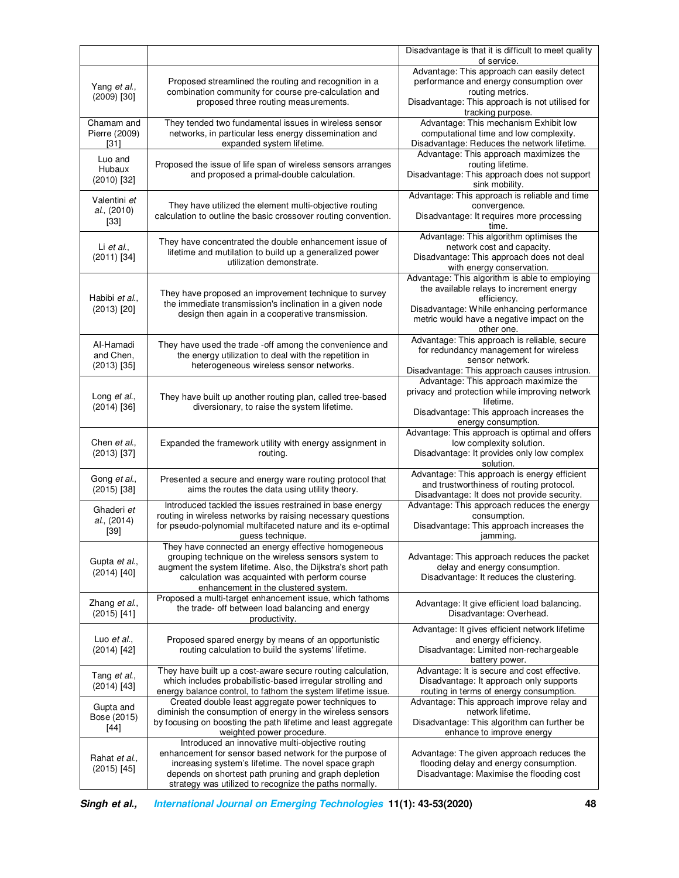| | | |
|---|---|---|
| | | Disadvantage is that it is difficult to meet quality of service. |
| Yang *et al.*, (2009) [30] | Proposed streamlined the routing and recognition in a combination community for course pre-calculation and proposed three routing measurements. | Advantage: This approach can easily detect performance and energy consumption over routing metrics. Disadvantage: This approach is not utilised for tracking purpose. |
| Chamam and Pierre (2009) [31] | They tended two fundamental issues in wireless sensor networks, in particular less energy dissemination and expanded system lifetime. | Advantage: This mechanism Exhibit low computational time and low complexity. Disadvantage: Reduces the network lifetime. |
| Luo and Hubaux (2010) [32] | Proposed the issue of life span of wireless sensors arranges and proposed a primal-double calculation. | Advantage: This approach maximizes the routing lifetime. Disadvantage: This approach does not support sink mobility. |
| Valentini *et al.*, (2010) [33] | They have utilized the element multi-objective routing calculation to outline the basic crossover routing convention. | Advantage: This approach is reliable and time convergence. Disadvantage: It requires more processing time. |
| Li *et al.*, (2011) [34] | They have concentrated the double enhancement issue of lifetime and mutilation to build up a generalized power utilization demonstrate. | Advantage: This algorithm optimises the network cost and capacity. Disadvantage: This approach does not deal with energy conservation. |
| Habibi *et al.*, (2013) [20] | They have proposed an improvement technique to survey the immediate transmission's inclination in a given node design then again in a cooperative transmission. | Advantage: This algorithm is able to employing the available relays to increment energy efficiency. Disadvantage: While enhancing performance metric would have a negative impact on the other one. |
| Al-Hamadi and Chen, (2013) [35] | They have used the trade -off among the convenience and the energy utilization to deal with the repetition in heterogeneous wireless sensor networks. | Advantage: This approach is reliable, secure for redundancy management for wireless sensor network. Disadvantage: This approach causes intrusion. |
| Long *et al.*, (2014) [36] | They have built up another routing plan, called tree-based diversionary, to raise the system lifetime. | Advantage: This approach maximize the privacy and protection while improving network lifetime. Disadvantage: This approach increases the energy consumption. |
| Chen *et al.*, (2013) [37] | Expanded the framework utility with energy assignment in routing. | Advantage: This approach is optimal and offers low complexity solution. Disadvantage: It provides only low complex solution. |
| Gong *et al.*, (2015) [38] | Presented a secure and energy ware routing protocol that aims the routes the data using utility theory. | Advantage: This approach is energy efficient and trustworthiness of routing protocol. Disadvantage: It does not provide security. |
| Ghaderi *et al.*, (2014) [39] | Introduced tackled the issues restrained in base energy routing in wireless networks by raising necessary questions for pseudo-polynomial multifaceted nature and its e-optimal guess technique. | Advantage: This approach reduces the energy consumption. Disadvantage: This approach increases the jamming. |
| Gupta *et al.*, (2014) [40] | They have connected an energy effective homogeneous grouping technique on the wireless sensors system to augment the system lifetime. Also, the Dijkstra's short path calculation was acquainted with perform course enhancement in the clustered system. | Advantage: This approach reduces the packet delay and energy consumption. Disadvantage: It reduces the clustering. |
| Zhang *et al.*, (2015) [41] | Proposed a multi-target enhancement issue, which fathoms the trade- off between load balancing and energy productivity. | Advantage: It give efficient load balancing. Disadvantage: Overhead. |
| Luo *et al.*, (2014) [42] | Proposed spared energy by means of an opportunistic routing calculation to build the systems' lifetime. | Advantage: It gives efficient network lifetime and energy efficiency. Disadvantage: Limited non-rechargeable battery power. |
| Tang *et al.*, (2014) [43] | They have built up a cost-aware secure routing calculation, which includes probabilistic-based irregular strolling and energy balance control, to fathom the system lifetime issue. | Advantage: It is secure and cost effective. Disadvantage: It approach only supports routing in terms of energy consumption. |
| Gupta and Bose (2015) [44] | Created double least aggregate power techniques to diminish the consumption of energy in the wireless sensors by focusing on boosting the path lifetime and least aggregate weighted power procedure. | Advantage: This approach improve relay and network lifetime. Disadvantage: This algorithm can further be enhance to improve energy |
| Rahat *et al.*, (2015) [45] | Introduced an innovative multi-objective routing enhancement for sensor based network for the purpose of increasing system's lifetime. The novel space graph depends on shortest path pruning and graph depletion strategy was utilized to recognize the paths normally. | Advantage: The given approach reduces the flooding delay and energy consumption. Disadvantage: Maximise the flooding cost |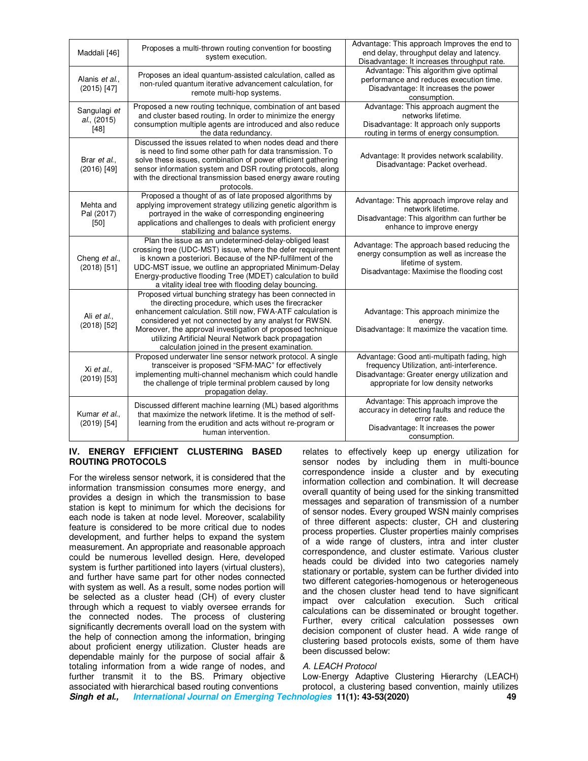| | | |
|---|---|---|
| Maddali [46] | Proposes a multi-thrown routing convention for boosting system execution. | Advantage: This approach Improves the end to end delay, throughput delay and latency.<br>Disadvantage: It increases throughput rate. |
| Alanis *et al.*, (2015) [47] | Proposes an ideal quantum-assisted calculation, called as non-ruled quantum iterative advancement calculation, for remote multi-hop systems. | Advantage: This algorithm give optimal performance and reduces execution time.<br>Disadvantage: It increases the power consumption. |
| Sangulagi *et al.*, (2015) [48] | Proposed a new routing technique, combination of ant based and cluster based routing. In order to minimize the energy consumption multiple agents are introduced and also reduce the data redundancy. | Advantage: This approach augment the networks lifetime.<br>Disadvantage: It approach only supports routing in terms of energy consumption. |
| Brar *et al.*, (2016) [49] | Discussed the issues related to when nodes dead and there is need to find some other path for data transmission. To solve these issues, combination of power efficient gathering sensor information system and DSR routing protocols, along with the directional transmission based energy aware routing protocols. | Advantage: It provides network scalability.<br>Disadvantage: Packet overhead. |
| Mehta and Pal (2017) [50] | Proposed a thought of as of late proposed algorithms by applying improvement strategy utilizing genetic algorithm is portrayed in the wake of corresponding engineering applications and challenges to deals with proficient energy stabilizing and balance systems. | Advantage: This approach improve relay and network lifetime.<br>Disadvantage: This algorithm can further be enhance to improve energy |
| Cheng *et al.*, (2018) [51] | Plan the issue as an undetermined-delay-obliged least crossing tree (UDC-MST) issue, where the defer requirement is known a posteriori. Because of the NP-fulfilment of the UDC-MST issue, we outline an appropriated Minimum-Delay Energy-productive flooding Tree (MDET) calculation to build a vitality ideal tree with flooding delay bouncing. | Advantage: The approach based reducing the energy consumption as well as increase the lifetime of system.<br>Disadvantage: Maximise the flooding cost |
| Ali *et al.*, (2018) [52] | Proposed virtual bunching strategy has been connected in the directing procedure, which uses the firecracker enhancement calculation. Still now, FWA-ATF calculation is considered yet not connected by any analyst for RWSN. Moreover, the approval investigation of proposed technique utilizing Artificial Neural Network back propagation calculation joined in the present examination. | Advantage: This approach minimize the energy.<br>Disadvantage: It maximize the vacation time. |
| Xi *et al.*, (2019) [53] | Proposed underwater line sensor network protocol. A single transceiver is proposed "SFM-MAC" for effectively implementing multi-channel mechanism which could handle the challenge of triple terminal problem caused by long propagation delay. | Advantage: Good anti-multipath fading, high frequency Utilization, anti-interference.<br>Disadvantage: Greater energy utilization and appropriate for low density networks |
| Kumar *et al.*, (2019) [54] | Discussed different machine learning (ML) based algorithms that maximize the network lifetime. It is the method of self-learning from the erudition and acts without re-program or human intervention. | Advantage: This approach improve the accuracy in detecting faults and reduce the error rate.<br>Disadvantage: It increases the power consumption. |

## IV. ENERGY EFFICIENT CLUSTERING BASED ROUTING PROTOCOLS

For the wireless sensor network, it is considered that the information transmission consumes more energy, and provides a design in which the transmission to base station is kept to minimum for which the decisions for each node is taken at node level. Moreover, scalability feature is considered to be more critical due to nodes development, and further helps to expand the system measurement. An appropriate and reasonable approach could be numerous levelled design. Here, developed system is further partitioned into layers (virtual clusters), and further have same part for other nodes connected with system as well. As a result, some nodes portion will be selected as a cluster head (CH) of every cluster through which a request to viably oversee errands for the connected nodes. The process of clustering significantly decrements overall load on the system with the help of connection among the information, bringing about proficient energy utilization. Cluster heads are dependable mainly for the purpose of social affair & totaling information from a wide range of nodes, and further transmit it to the BS. Primary objective associated with hierarchical based routing conventions relates to effectively keep up energy utilization for sensor nodes by including them in multi-bounce correspondence inside a cluster and by executing information collection and combination. It will decrease overall quantity of being used for the sinking transmitted messages and separation of transmission of a number of sensor nodes. Every grouped WSN mainly comprises of three different aspects: cluster, CH and clustering process properties. Cluster properties mainly comprises of a wide range of clusters, intra and inter cluster correspondence, and cluster estimate. Various cluster heads could be divided into two categories namely stationary or portable, system can be further divided into two different categories-homogenous or heterogeneous and the chosen cluster head tend to have significant impact over calculation execution. Such critical calculations can be disseminated or brought together. Further, every critical calculation possesses own decision component of cluster head. A wide range of clustering based protocols exists, some of them have been discussed below:

### *A. LEACH Protocol*

Low-Energy Adaptive Clustering Hierarchy (LEACH) protocol, a clustering based convention, mainly utilizes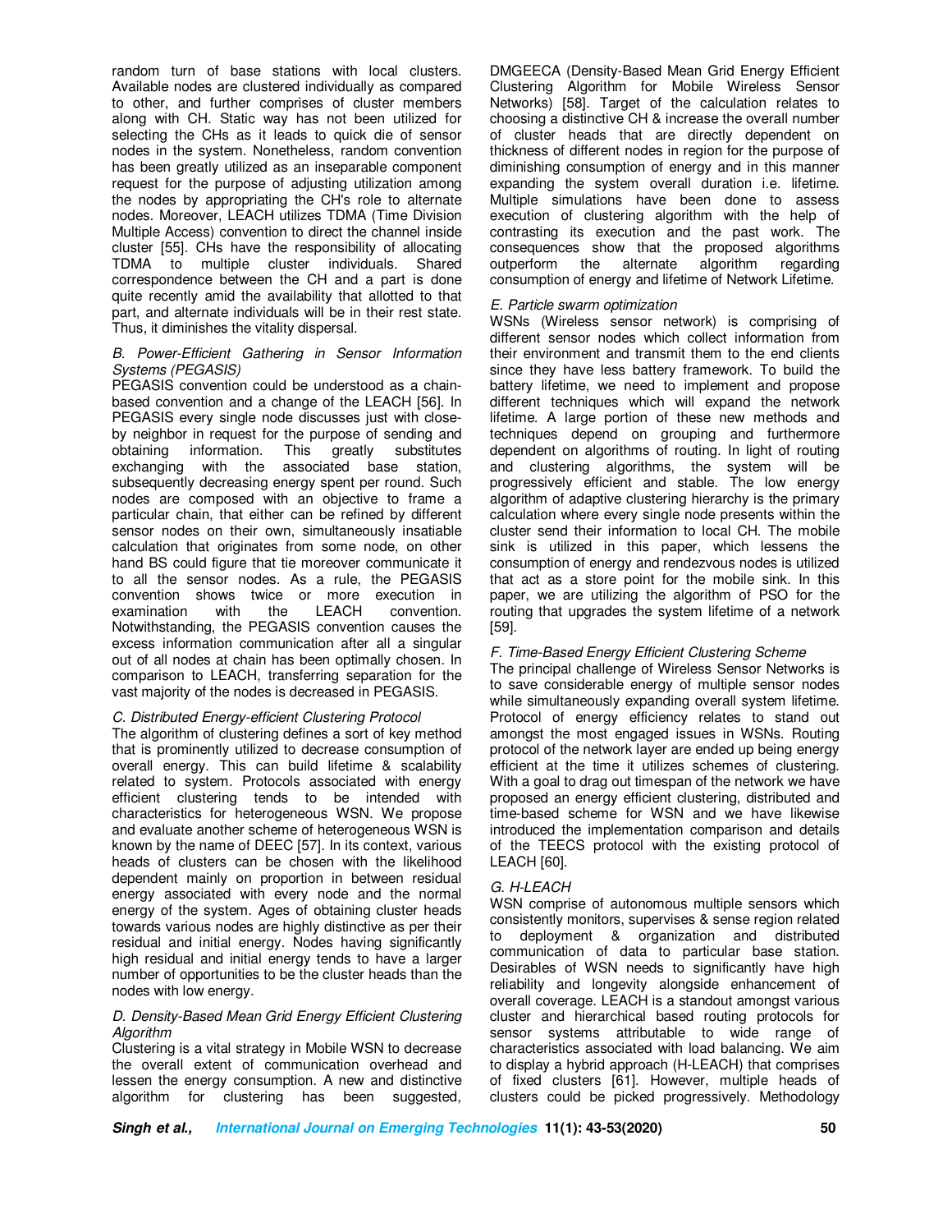random turn of base stations with local clusters. Available nodes are clustered individually as compared to other, and further comprises of cluster members along with CH. Static way has not been utilized for selecting the CHs as it leads to quick die of sensor nodes in the system. Nonetheless, random convention has been greatly utilized as an inseparable component request for the purpose of adjusting utilization among the nodes by appropriating the CH's role to alternate nodes. Moreover, LEACH utilizes TDMA (Time Division Multiple Access) convention to direct the channel inside cluster [55]. CHs have the responsibility of allocating TDMA to multiple cluster individuals. Shared correspondence between the CH and a part is done quite recently amid the availability that allotted to that part, and alternate individuals will be in their rest state. Thus, it diminishes the vitality dispersal.

### *B. Power-Efficient Gathering in Sensor Information Systems (PEGASIS)*

PEGASIS convention could be understood as a chain-based convention and a change of the LEACH [56]. In PEGASIS every single node discusses just with close-by neighbor in request for the purpose of sending and obtaining information. This greatly substitutes exchanging with the associated base station, subsequently decreasing energy spent per round. Such nodes are composed with an objective to frame a particular chain, that either can be refined by different sensor nodes on their own, simultaneously insatiable calculation that originates from some node, on other hand BS could figure that tie moreover communicate it to all the sensor nodes. As a rule, the PEGASIS convention shows twice or more execution in examination with the LEACH convention. Notwithstanding, the PEGASIS convention causes the excess information communication after all a singular out of all nodes at chain has been optimally chosen. In comparison to LEACH, transferring separation for the vast majority of the nodes is decreased in PEGASIS.

### *C. Distributed Energy-efficient Clustering Protocol*

The algorithm of clustering defines a sort of key method that is prominently utilized to decrease consumption of overall energy. This can build lifetime & scalability related to system. Protocols associated with energy efficient clustering tends to be intended with characteristics for heterogeneous WSN. We propose and evaluate another scheme of heterogeneous WSN is known by the name of DEEC [57]. In its context, various heads of clusters can be chosen with the likelihood dependent mainly on proportion in between residual energy associated with every node and the normal energy of the system. Ages of obtaining cluster heads towards various nodes are highly distinctive as per their residual and initial energy. Nodes having significantly high residual and initial energy tends to have a larger number of opportunities to be the cluster heads than the nodes with low energy.

### *D. Density-Based Mean Grid Energy Efficient Clustering Algorithm*

Clustering is a vital strategy in Mobile WSN to decrease the overall extent of communication overhead and lessen the energy consumption. A new and distinctive algorithm for clustering has been suggested, DMGEECA (Density-Based Mean Grid Energy Efficient Clustering Algorithm for Mobile Wireless Sensor Networks) [58]. Target of the calculation relates to choosing a distinctive CH & increase the overall number of cluster heads that are directly dependent on thickness of different nodes in region for the purpose of diminishing consumption of energy and in this manner expanding the system overall duration i.e. lifetime. Multiple simulations have been done to assess execution of clustering algorithm with the help of contrasting its execution and the past work. The consequences show that the proposed algorithms outperform the alternate algorithm regarding consumption of energy and lifetime of Network Lifetime.

### *E. Particle swarm optimization*

WSNs (Wireless sensor network) is comprising of different sensor nodes which collect information from their environment and transmit them to the end clients since they have less battery framework. To build the battery lifetime, we need to implement and propose different techniques which will expand the network lifetime. A large portion of these new methods and techniques depend on grouping and furthermore dependent on algorithms of routing. In light of routing and clustering algorithms, the system will be progressively efficient and stable. The low energy algorithm of adaptive clustering hierarchy is the primary calculation where every single node presents within the cluster send their information to local CH. The mobile sink is utilized in this paper, which lessens the consumption of energy and rendezvous nodes is utilized that act as a store point for the mobile sink. In this paper, we are utilizing the algorithm of PSO for the routing that upgrades the system lifetime of a network [59].

### *F. Time-Based Energy Efficient Clustering Scheme*

The principal challenge of Wireless Sensor Networks is to save considerable energy of multiple sensor nodes while simultaneously expanding overall system lifetime. Protocol of energy efficiency relates to stand out amongst the most engaged issues in WSNs. Routing protocol of the network layer are ended up being energy efficient at the time it utilizes schemes of clustering. With a goal to drag out timespan of the network we have proposed an energy efficient clustering, distributed and time-based scheme for WSN and we have likewise introduced the implementation comparison and details of the TEECS protocol with the existing protocol of LEACH [60].

### *G. H-LEACH*

WSN comprise of autonomous multiple sensors which consistently monitors, supervises & sense region related to deployment & organization and distributed communication of data to particular base station. Desirables of WSN needs to significantly have high reliability and longevity alongside enhancement of overall coverage. LEACH is a standout amongst various cluster and hierarchical based routing protocols for sensor systems attributable to wide range of characteristics associated with load balancing. We aim to display a hybrid approach (H-LEACH) that comprises of fixed clusters [61]. However, multiple heads of clusters could be picked progressively. Methodology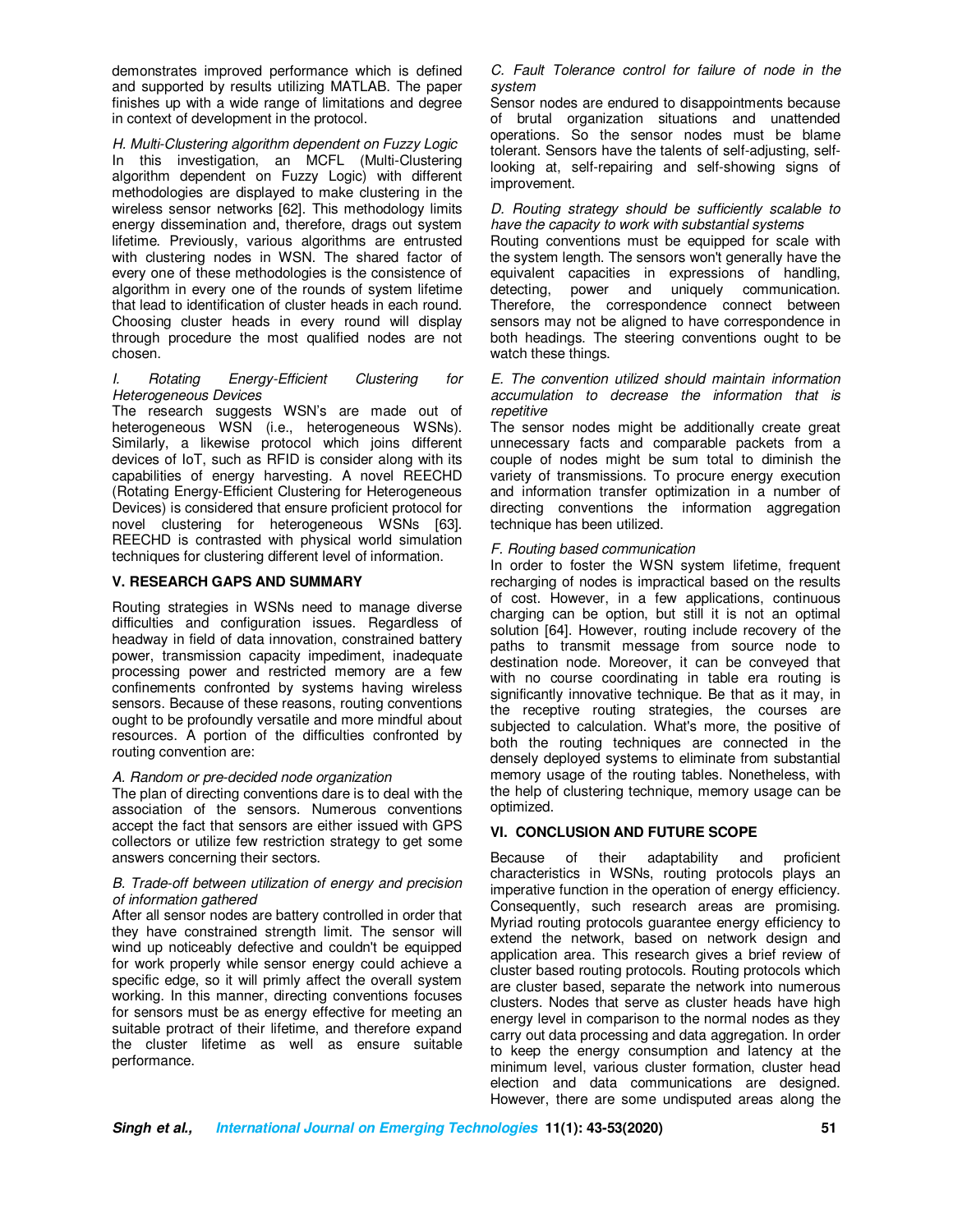demonstrates improved performance which is defined and supported by results utilizing MATLAB. The paper finishes up with a wide range of limitations and degree in context of development in the protocol.

*H. Multi-Clustering algorithm dependent on Fuzzy Logic*

In this investigation, an MCFL (Multi-Clustering algorithm dependent on Fuzzy Logic) with different methodologies are displayed to make clustering in the wireless sensor networks [62]. This methodology limits energy dissemination and, therefore, drags out system lifetime. Previously, various algorithms are entrusted with clustering nodes in WSN. The shared factor of every one of these methodologies is the consistence of algorithm in every one of the rounds of system lifetime that lead to identification of cluster heads in each round. Choosing cluster heads in every round will display through procedure the most qualified nodes are not chosen.

*I. Rotating Energy-Efficient Clustering for Heterogeneous Devices*

The research suggests WSN's are made out of heterogeneous WSN (i.e., heterogeneous WSNs). Similarly, a likewise protocol which joins different devices of IoT, such as RFID is consider along with its capabilities of energy harvesting. A novel REECHD (Rotating Energy-Efficient Clustering for Heterogeneous Devices) is considered that ensure proficient protocol for novel clustering for heterogeneous WSNs [63]. REECHD is contrasted with physical world simulation techniques for clustering different level of information.

## V. RESEARCH GAPS AND SUMMARY

Routing strategies in WSNs need to manage diverse difficulties and configuration issues. Regardless of headway in field of data innovation, constrained battery power, transmission capacity impediment, inadequate processing power and restricted memory are a few confinements confronted by systems having wireless sensors. Because of these reasons, routing conventions ought to be profoundly versatile and more mindful about resources. A portion of the difficulties confronted by routing convention are:

*A. Random or pre-decided node organization*

The plan of directing conventions dare is to deal with the association of the sensors. Numerous conventions accept the fact that sensors are either issued with GPS collectors or utilize few restriction strategy to get some answers concerning their sectors.

*B. Trade-off between utilization of energy and precision of information gathered*

After all sensor nodes are battery controlled in order that they have constrained strength limit. The sensor will wind up noticeably defective and couldn't be equipped for work properly while sensor energy could achieve a specific edge, so it will primly affect the overall system working. In this manner, directing conventions focuses for sensors must be as energy effective for meeting an suitable protract of their lifetime, and therefore expand the cluster lifetime as well as ensure suitable performance.

*C. Fault Tolerance control for failure of node in the system*

Sensor nodes are endured to disappointments because of brutal organization situations and unattended operations. So the sensor nodes must be blame tolerant. Sensors have the talents of self-adjusting, self-looking at, self-repairing and self-showing signs of improvement.

*D. Routing strategy should be sufficiently scalable to have the capacity to work with substantial systems*

Routing conventions must be equipped for scale with the system length. The sensors won't generally have the equivalent capacities in expressions of handling, detecting, power and uniquely communication. Therefore, the correspondence connect between sensors may not be aligned to have correspondence in both headings. The steering conventions ought to be watch these things.

*E. The convention utilized should maintain information accumulation to decrease the information that is repetitive*

The sensor nodes might be additionally create great unnecessary facts and comparable packets from a couple of nodes might be sum total to diminish the variety of transmissions. To procure energy execution and information transfer optimization in a number of directing conventions the information aggregation technique has been utilized.

*F. Routing based communication*

In order to foster the WSN system lifetime, frequent recharging of nodes is impractical based on the results of cost. However, in a few applications, continuous charging can be option, but still it is not an optimal solution [64]. However, routing include recovery of the paths to transmit message from source node to destination node. Moreover, it can be conveyed that with no course coordinating in table era routing is significantly innovative technique. Be that as it may, in the receptive routing strategies, the courses are subjected to calculation. What's more, the positive of both the routing techniques are connected in the densely deployed systems to eliminate from substantial memory usage of the routing tables. Nonetheless, with the help of clustering technique, memory usage can be optimized.

## VI. CONCLUSION AND FUTURE SCOPE

Because of their adaptability and proficient characteristics in WSNs, routing protocols plays an imperative function in the operation of energy efficiency. Consequently, such research areas are promising. Myriad routing protocols guarantee energy efficiency to extend the network, based on network design and application area. This research gives a brief review of cluster based routing protocols. Routing protocols which are cluster based, separate the network into numerous clusters. Nodes that serve as cluster heads have high energy level in comparison to the normal nodes as they carry out data processing and data aggregation. In order to keep the energy consumption and latency at the minimum level, various cluster formation, cluster head election and data communications are designed. However, there are some undisputed areas along the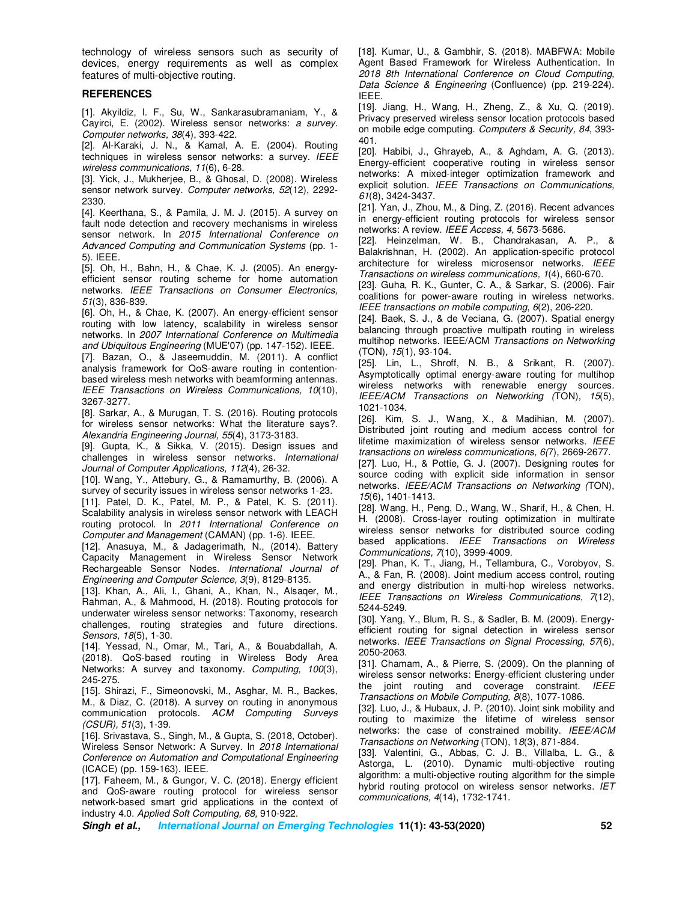technology of wireless sensors such as security of devices, energy requirements as well as complex features of multi-objective routing.

## REFERENCES

[1]. Akyildiz, I. F., Su, W., Sankarasubramaniam, Y., & Cayirci, E. (2002). Wireless sensor networks: *a survey. Computer networks*, *38*(4), 393-422.

[2]. Al-Karaki, J. N., & Kamal, A. E. (2004). Routing techniques in wireless sensor networks: a survey. *IEEE wireless communications, 11*(6), 6-28.

[3]. Yick, J., Mukherjee, B., & Ghosal, D. (2008). Wireless sensor network survey. *Computer networks, 52*(12), 2292-2330.

[4]. Keerthana, S., & Pamila, J. M. J. (2015). A survey on fault node detection and recovery mechanisms in wireless sensor network. In *2015 International Conference on Advanced Computing and Communication Systems* (pp. 1-5). IEEE.

[5]. Oh, H., Bahn, H., & Chae, K. J. (2005). An energy-efficient sensor routing scheme for home automation networks. *IEEE Transactions on Consumer Electronics, 51*(3), 836-839.

[6]. Oh, H., & Chae, K. (2007). An energy-efficient sensor routing with low latency, scalability in wireless sensor networks. In *2007 International Conference on Multimedia and Ubiquitous Engineering* (MUE'07) (pp. 147-152). IEEE.

[7]. Bazan, O., & Jaseemuddin, M. (2011). A conflict analysis framework for QoS-aware routing in contention-based wireless mesh networks with beamforming antennas. *IEEE Transactions on Wireless Communications, 10*(10), 3267-3277.

[8]. Sarkar, A., & Murugan, T. S. (2016). Routing protocols for wireless sensor networks: What the literature says?. *Alexandria Engineering Journal, 55*(4), 3173-3183.

[9]. Gupta, K., & Sikka, V. (2015). Design issues and challenges in wireless sensor networks. *International Journal of Computer Applications, 112*(4), 26-32.

[10]. Wang, Y., Attebury, G., & Ramamurthy, B. (2006). A survey of security issues in wireless sensor networks 1-23.

[11]. Patel, D. K., Patel, M. P., & Patel, K. S. (2011). Scalability analysis in wireless sensor network with LEACH routing protocol. In *2011 International Conference on Computer and Management* (CAMAN) (pp. 1-6). IEEE.

[12]. Anasuya, M., & Jadagerimath, N., (2014). Battery Capacity Management in Wireless Sensor Network Rechargeable Sensor Nodes. *International Journal of Engineering and Computer Science, 3*(9), 8129-8135.

[13]. Khan, A., Ali, I., Ghani, A., Khan, N., Alsaqer, M., Rahman, A., & Mahmood, H. (2018). Routing protocols for underwater wireless sensor networks: Taxonomy, research challenges, routing strategies and future directions. *Sensors, 18*(5), 1-30.

[14]. Yessad, N., Omar, M., Tari, A., & Bouabdallah, A. (2018). QoS-based routing in Wireless Body Area Networks: A survey and taxonomy. *Computing, 100*(3), 245-275.

[15]. Shirazi, F., Simeonovski, M., Asghar, M. R., Backes, M., & Diaz, C. (2018). A survey on routing in anonymous communication protocols. *ACM Computing Surveys (CSUR), 51*(3), 1-39.

[16]. Srivastava, S., Singh, M., & Gupta, S. (2018, October). Wireless Sensor Network: A Survey. In *2018 International Conference on Automation and Computational Engineering* (ICACE) (pp. 159-163). IEEE.

[17]. Faheem, M., & Gungor, V. C. (2018). Energy efficient and QoS-aware routing protocol for wireless sensor network-based smart grid applications in the context of industry 4.0. *Applied Soft Computing, 68,* 910-922.

[18]. Kumar, U., & Gambhir, S. (2018). MABFWA: Mobile Agent Based Framework for Wireless Authentication. In *2018 8th International Conference on Cloud Computing, Data Science & Engineering* (Confluence) (pp. 219-224). IEEE.

[19]. Jiang, H., Wang, H., Zheng, Z., & Xu, Q. (2019). Privacy preserved wireless sensor location protocols based on mobile edge computing. *Computers & Security, 84*, 393-401.

[20]. Habibi, J., Ghrayeb, A., & Aghdam, A. G. (2013). Energy-efficient cooperative routing in wireless sensor networks: A mixed-integer optimization framework and explicit solution. *IEEE Transactions on Communications, 61*(8), 3424-3437.

[21]. Yan, J., Zhou, M., & Ding, Z. (2016). Recent advances in energy-efficient routing protocols for wireless sensor networks: A review. *IEEE Access, 4*, 5673-5686.

[22]. Heinzelman, W. B., Chandrakasan, A. P., & Balakrishnan, H. (2002). An application-specific protocol architecture for wireless microsensor networks. *IEEE Transactions on wireless communications, 1*(4), 660-670.

[23]. Guha, R. K., Gunter, C. A., & Sarkar, S. (2006). Fair coalitions for power-aware routing in wireless networks. *IEEE transactions on mobile computing*, *6*(2), 206-220.

[24]. Baek, S. J., & de Veciana, G. (2007). Spatial energy balancing through proactive multipath routing in wireless multihop networks. IEEE/ACM *Transactions on Networking* (TON), *15*(1), 93-104.

[25]. Lin, L., Shroff, N. B., & Srikant, R. (2007). Asymptotically optimal energy-aware routing for multihop wireless networks with renewable energy sources. *IEEE/ACM Transactions on Networking (*TON), *15*(5), 1021-1034.

[26]. Kim, S. J., Wang, X., & Madihian, M. (2007). Distributed joint routing and medium access control for lifetime maximization of wireless sensor networks. *IEEE transactions on wireless communications, 6(*7), 2669-2677.

[27]. Luo, H., & Pottie, G. J. (2007). Designing routes for source coding with explicit side information in sensor networks. *IEEE/ACM Transactions on Networking (*TON), *15*(6), 1401-1413.

[28]. Wang, H., Peng, D., Wang, W., Sharif, H., & Chen, H. H. (2008). Cross-layer routing optimization in multirate wireless sensor networks for distributed source coding based applications. *IEEE Transactions on Wireless Communications, 7*(10), 3999-4009.

[29]. Phan, K. T., Jiang, H., Tellambura, C., Vorobyov, S. A., & Fan, R. (2008). Joint medium access control, routing and energy distribution in multi-hop wireless networks. *IEEE Transactions on Wireless Communications, 7*(12), 5244-5249.

[30]. Yang, Y., Blum, R. S., & Sadler, B. M. (2009). Energy-efficient routing for signal detection in wireless sensor networks. *IEEE Transactions on Signal Processing, 57*(6), 2050-2063.

[31]. Chamam, A., & Pierre, S. (2009). On the planning of wireless sensor networks: Energy-efficient clustering under the joint routing and coverage constraint. *IEEE Transactions on Mobile Computing, 8*(8), 1077-1086.

[32]. Luo, J., & Hubaux, J. P. (2010). Joint sink mobility and routing to maximize the lifetime of wireless sensor networks: the case of constrained mobility. *IEEE/ACM Transactions on Networking* (TON), 1*8*(3), 871-884.

[33]. Valentini, G., Abbas, C. J. B., Villalba, L. G., & Astorga, L. (2010). Dynamic multi-objective routing algorithm: a multi-objective routing algorithm for the simple hybrid routing protocol on wireless sensor networks. *IET communications, 4*(14), 1732-1741.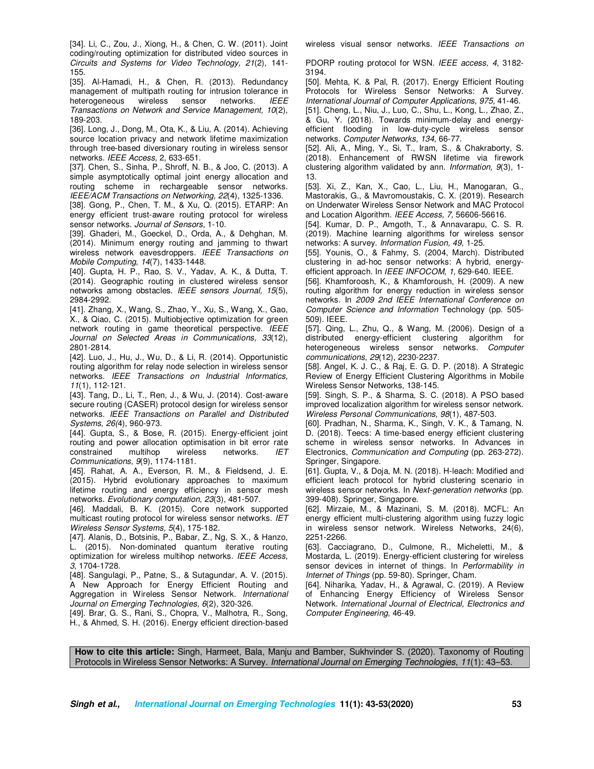[34]. Li, C., Zou, J., Xiong, H., & Chen, C. W. (2011). Joint coding/routing optimization for distributed video sources in *Circuits and Systems for Video Technology, 21*(2), 141-155.

[35]. Al-Hamadi, H., & Chen, R. (2013). Redundancy management of multipath routing for intrusion tolerance in heterogeneous wireless sensor networks. *IEEE Transactions on Network and Service Management, 10*(2), 189-203.

[36]. Long, J., Dong, M., Ota, K., & Liu, A. (2014). Achieving source location privacy and network lifetime maximization through tree-based diversionary routing in wireless sensor networks. *IEEE Access,* 2, 633-651.

[37]. Chen, S., Sinha, P., Shroff, N. B., & Joo, C. (2013). A simple asymptotically optimal joint energy allocation and routing scheme in rechargeable sensor networks. *IEEE/ACM Transactions on Networking, 22*(4), 1325-1336.

[38]. Gong, P., Chen, T. M., & Xu, Q. (2015). ETARP: An energy efficient trust-aware routing protocol for wireless sensor networks. *Journal of Sensors*, 1-10.

[39]. Ghaderi, M., Goeckel, D., Orda, A., & Dehghan, M. (2014). Minimum energy routing and jamming to thwart wireless network eavesdroppers. *IEEE Transactions on Mobile Computing, 14*(7), 1433-1448.

[40]. Gupta, H. P., Rao, S. V., Yadav, A. K., & Dutta, T. (2014). Geographic routing in clustered wireless sensor networks among obstacles. *IEEE sensors Journal, 15*(5), 2984-2992.

[41]. Zhang, X., Wang, S., Zhao, Y., Xu, S., Wang, X., Gao, X., & Qiao, C. (2015). Multiobjective optimization for green network routing in game theoretical perspective. *IEEE Journal on Selected Areas in Communications, 33*(12), 2801-2814.

[42]. Luo, J., Hu, J., Wu, D., & Li, R. (2014). Opportunistic routing algorithm for relay node selection in wireless sensor networks. *IEEE Transactions on Industrial Informatics, 11*(1), 112-121.

[43]. Tang, D., Li, T., Ren, J., & Wu, J. (2014). Cost-aware secure routing (CASER) protocol design for wireless sensor networks. *IEEE Transactions on Parallel and Distributed Systems, 26(*4), 960-973.

[44]. Gupta, S., & Bose, R. (2015). Energy-efficient joint routing and power allocation optimisation in bit error rate constrained multihop wireless networks. *IET Communications, 9*(9), 1174-1181.

[45]. Rahat, A. A., Everson, R. M., & Fieldsend, J. E. (2015). Hybrid evolutionary approaches to maximum lifetime routing and energy efficiency in sensor mesh networks. *Evolutionary computation*, *23*(3), 481-507.

[46]. Maddali, B. K. (2015). Core network supported multicast routing protocol for wireless sensor networks. *IET Wireless Sensor Systems, 5*(4), 175-182.

[47]. Alanis, D., Botsinis, P., Babar, Z., Ng, S. X., & Hanzo, L. (2015). Non-dominated quantum iterative routing optimization for wireless multihop networks. *IEEE Access, 3*, 1704-1728.

[48]. Sangulagi, P., Patne, S., & Sutagundar, A. V. (2015). A New Approach for Energy Efficient Routing and Aggregation in Wireless Sensor Network. *International Journal on Emerging Technologies, 6*(2), 320-326.

[49]. Brar, G. S., Rani, S., Chopra, V., Malhotra, R., Song, H., & Ahmed, S. H. (2016). Energy efficient direction-based wireless visual sensor networks. *IEEE Transactions on*

PDORP routing protocol for WSN. *IEEE access, 4*, 3182-3194.

[50]. Mehta, K. & Pal, R. (2017). Energy Efficient Routing Protocols for Wireless Sensor Networks: A Survey. *International Journal of Computer Applications*, *975,* 41-46.

[51]. Cheng, L., Niu, J., Luo, C., Shu, L., Kong, L., Zhao, Z., & Gu, Y. (2018). Towards minimum-delay and energy-efficient flooding in low-duty-cycle wireless sensor networks. *Computer Networks, 134,* 66-77.

[52]. Ali, A., Ming, Y., Si, T., Iram, S., & Chakraborty, S. (2018). Enhancement of RWSN lifetime via firework clustering algorithm validated by ann. *Information, 9*(3), 1-13.

[53]. Xi, Z., Kan, X., Cao, L., Liu, H., Manogaran, G., Mastorakis, G., & Mavromoustakis, C. X. (2019). Research on Underwater Wireless Sensor Network and MAC Protocol and Location Algorithm. *IEEE Access, 7*, 56606-56616.

[54]. Kumar, D. P., Amgoth, T., & Annavarapu, C. S. R. (2019). Machine learning algorithms for wireless sensor networks: A survey. *Information Fusion, 49*, 1-25.

[55]. Younis, O., & Fahmy, S. (2004, March). Distributed clustering in ad-hoc sensor networks: A hybrid, energy-efficient approach. In *IEEE INFOCOM, 1*, 629-640. IEEE.

[56]. Khamforoosh, K., & Khamforoush, H. (2009). A new routing algorithm for energy reduction in wireless sensor networks. In *2009 2nd IEEE International Conference on Computer Science and Information* Technology (pp. 505-509). IEEE.

[57]. Qing, L., Zhu, Q., & Wang, M. (2006). Design of a distributed energy-efficient clustering algorithm for heterogeneous wireless sensor networks. *Computer communications*, *29*(12), 2230-2237.

[58]. Angel, K. J. C., & Raj, E. G. D. P. (2018). A Strategic Review of Energy Efficient Clustering Algorithms in Mobile Wireless Sensor Networks, 138-145.

[59]. Singh, S. P., & Sharma, S. C. (2018). A PSO based improved localization algorithm for wireless sensor network. *Wireless Personal Communications, 98*(1), 487-503.

[60]. Pradhan, N., Sharma, K., Singh, V. K., & Tamang, N. D. (2018). Teecs: A time-based energy efficient clustering scheme in wireless sensor networks. In Advances in Electronics, *Communication and Computing* (pp. 263-272). Springer, Singapore.

[61]. Gupta, V., & Doja, M. N. (2018). H-leach: Modified and efficient leach protocol for hybrid clustering scenario in wireless sensor networks. In *Next-generation networks* (pp. 399-408). Springer, Singapore.

[62]. Mirzaie, M., & Mazinani, S. M. (2018). MCFL: An energy efficient multi-clustering algorithm using fuzzy logic in wireless sensor network. Wireless Networks, 24(6), 2251-2266.

[63]. Cacciagrano, D., Culmone, R., Micheletti, M., & Mostarda, L. (2019). Energy-efficient clustering for wireless sensor devices in internet of things. In *Performability in Internet of Things* (pp. 59-80). Springer, Cham.

[64]. Niharika, Yadav, H., & Agrawal, C. (2019). A Review of Enhancing Energy Efficiency of Wireless Sensor Network. *International Journal of Electrical, Electronics and Computer Engineering*, 46-49.

**How to cite this article:** Singh, Harmeet, Bala, Manju and Bamber, Sukhvinder S. (2020). Taxonomy of Routing Protocols in Wireless Sensor Networks: A Survey. *International Journal on Emerging Technologies*, *11*(1): 43–53.